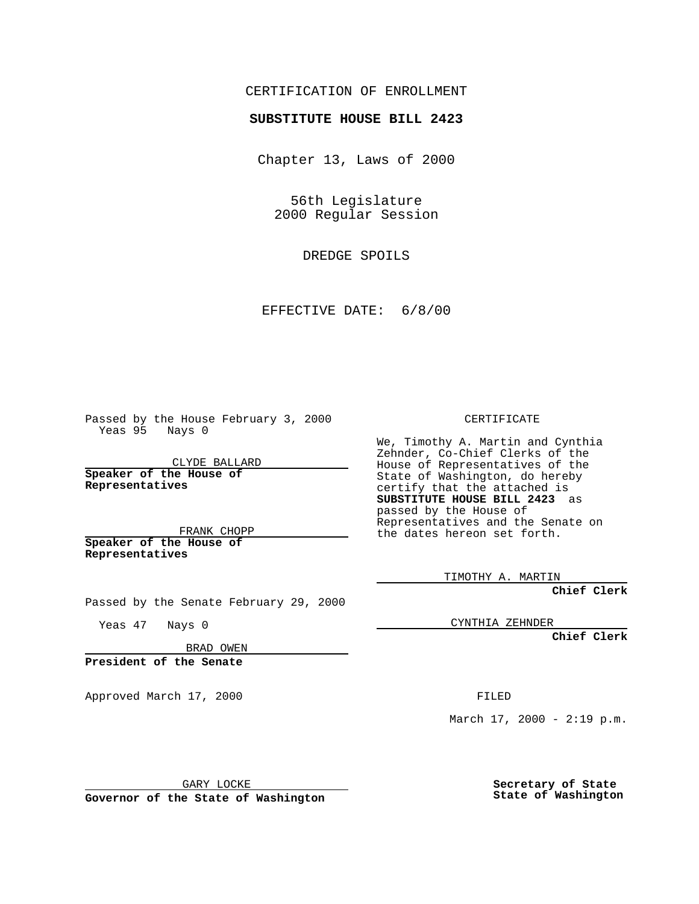CERTIFICATION OF ENROLLMENT

**SUBSTITUTE HOUSE BILL 2423**

Chapter 13, Laws of 2000

56th Legislature
2000 Regular Session

DREDGE SPOILS

EFFECTIVE DATE: 6/8/00

Passed by the House February 3, 2000
Yeas 95 Nays 0

CLYDE BALLARD

**Speaker of the House of Representatives**

FRANK CHOPP

**Speaker of the House of Representatives**

Passed by the Senate February 29, 2000

Yeas 47 Nays 0

BRAD OWEN

**President of the Senate**

Approved March 17, 2000

GARY LOCKE

**Governor of the State of Washington**

CERTIFICATE

We, Timothy A. Martin and Cynthia Zehnder, Co-Chief Clerks of the House of Representatives of the State of Washington, do hereby certify that the attached is **SUBSTITUTE HOUSE BILL 2423** as passed by the House of Representatives and the Senate on the dates hereon set forth.

TIMOTHY A. MARTIN

**Chief Clerk**

CYNTHIA ZEHNDER

**Chief Clerk**

FILED

March 17, 2000 - 2:19 p.m.

**Secretary of State**
**State of Washington**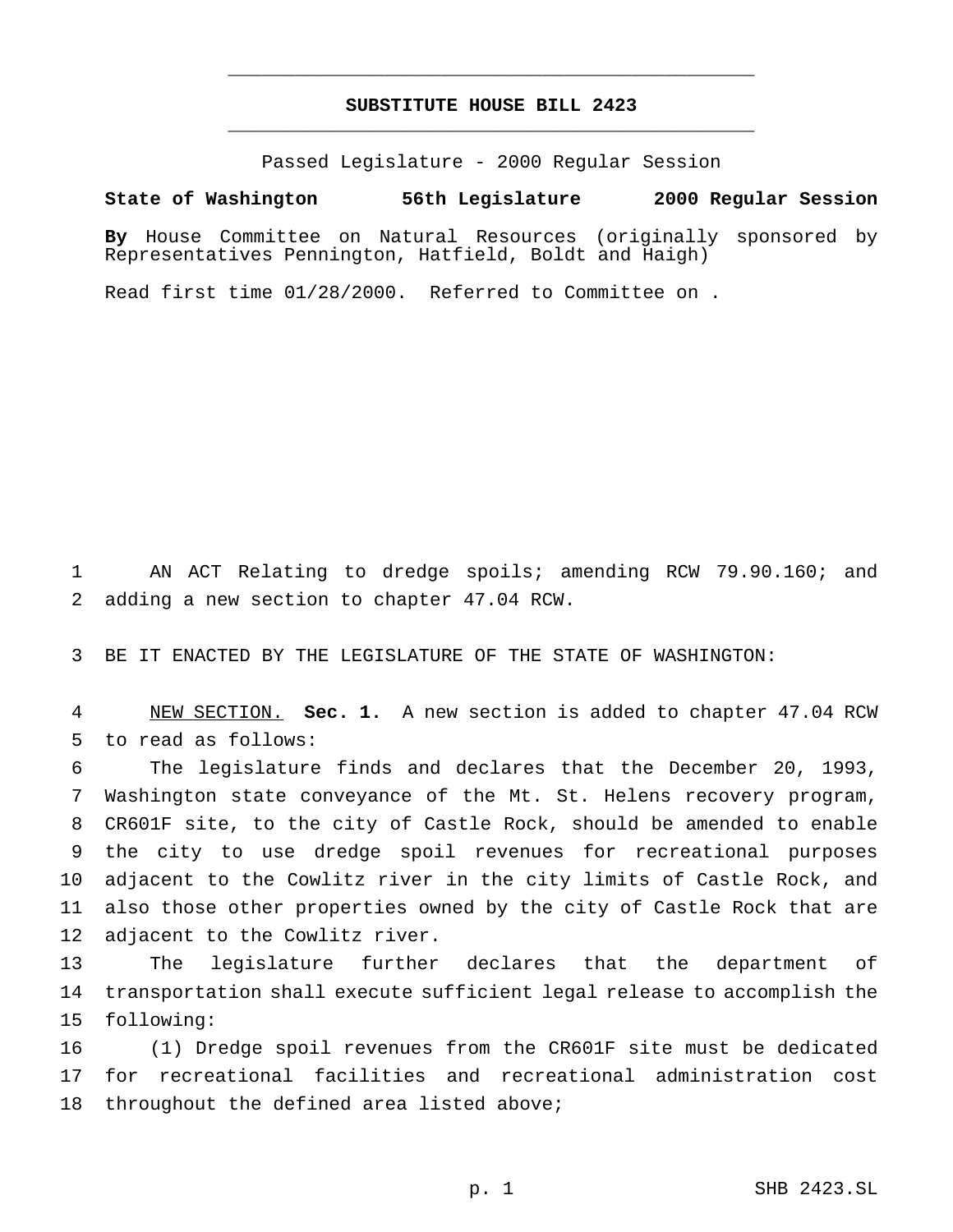# SUBSTITUTE HOUSE BILL 2423

Passed Legislature - 2000 Regular Session

**State of Washington 56th Legislature 2000 Regular Session**

**By** House Committee on Natural Resources (originally sponsored by Representatives Pennington, Hatfield, Boldt and Haigh)

Read first time 01/28/2000. Referred to Committee on .

AN ACT Relating to dredge spoils; amending RCW 79.90.160; and adding a new section to chapter 47.04 RCW.

BE IT ENACTED BY THE LEGISLATURE OF THE STATE OF WASHINGTON:

NEW SECTION. **Sec. 1.** A new section is added to chapter 47.04 RCW to read as follows:

The legislature finds and declares that the December 20, 1993, Washington state conveyance of the Mt. St. Helens recovery program, CR601F site, to the city of Castle Rock, should be amended to enable the city to use dredge spoil revenues for recreational purposes adjacent to the Cowlitz river in the city limits of Castle Rock, and also those other properties owned by the city of Castle Rock that are adjacent to the Cowlitz river.

The legislature further declares that the department of transportation shall execute sufficient legal release to accomplish the following:

(1) Dredge spoil revenues from the CR601F site must be dedicated for recreational facilities and recreational administration cost throughout the defined area listed above;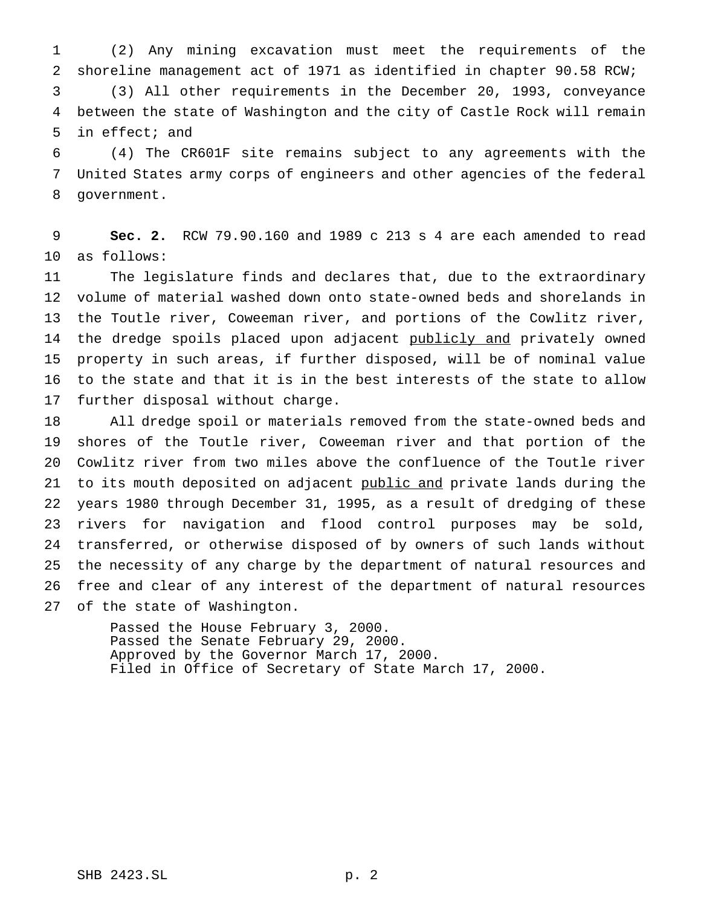(2) Any mining excavation must meet the requirements of the shoreline management act of 1971 as identified in chapter 90.58 RCW;

(3) All other requirements in the December 20, 1993, conveyance between the state of Washington and the city of Castle Rock will remain in effect; and

(4) The CR601F site remains subject to any agreements with the United States army corps of engineers and other agencies of the federal government.

**Sec. 2.** RCW 79.90.160 and 1989 c 213 s 4 are each amended to read as follows:

The legislature finds and declares that, due to the extraordinary volume of material washed down onto state-owned beds and shorelands in the Toutle river, Coweeman river, and portions of the Cowlitz river, the dredge spoils placed upon adjacent <u>publicly and</u> privately owned property in such areas, if further disposed, will be of nominal value to the state and that it is in the best interests of the state to allow further disposal without charge.

All dredge spoil or materials removed from the state-owned beds and shores of the Toutle river, Coweeman river and that portion of the Cowlitz river from two miles above the confluence of the Toutle river to its mouth deposited on adjacent <u>public and</u> private lands during the years 1980 through December 31, 1995, as a result of dredging of these rivers for navigation and flood control purposes may be sold, transferred, or otherwise disposed of by owners of such lands without the necessity of any charge by the department of natural resources and free and clear of any interest of the department of natural resources of the state of Washington.

Passed the House February 3, 2000.
Passed the Senate February 29, 2000.
Approved by the Governor March 17, 2000.
Filed in Office of Secretary of State March 17, 2000.